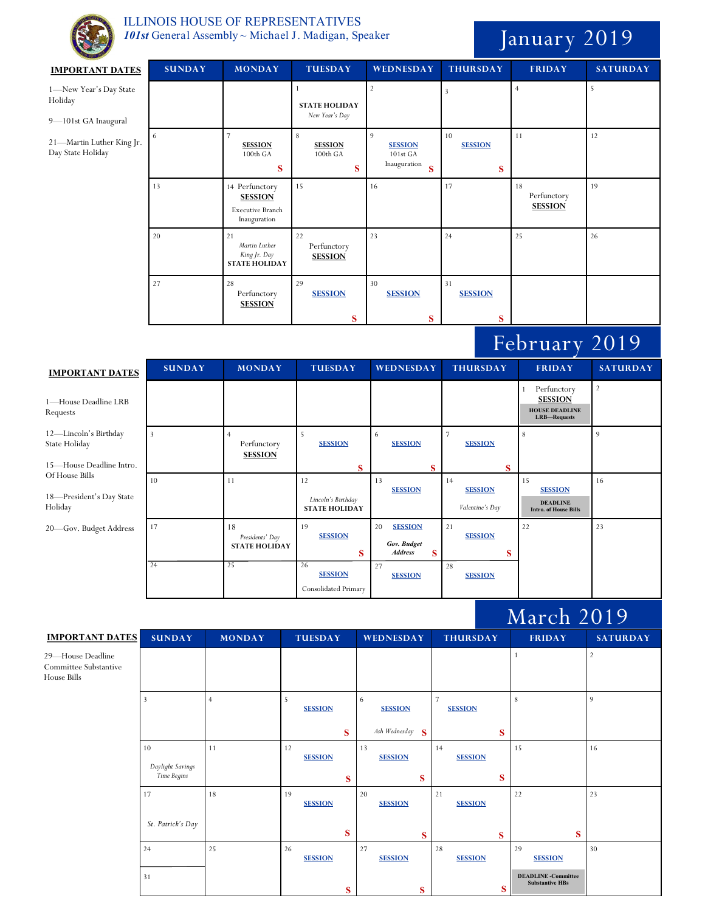# ILLINOIS HOUSE OF REPRESENTATIVES

***101st*** **General Assembly ~ Michael J. Madigan, Speaker**

## January 2019

**IMPORTANT DATES**

1—New Year's Day State Holiday

9—101st GA Inaugural

21—Martin Luther King Jr. Day State Holiday

| SUNDAY | MONDAY | TUESDAY | WEDNESDAY | THURSDAY | FRIDAY | SATURDAY |
|---|---|---|---|---|---|---|
| | | 1 **STATE HOLIDAY** *New Year's Day* | 2 | 3 | 4 | 5 |
| 6 | 7 **SESSION** 100th GA S | 8 **SESSION** 100th GA S | 9 **SESSION** 101st GA Inauguration S | 10 **SESSION** S | 11 | 12 |
| 13 | 14 Perfunctory **SESSION** Executive Branch Inauguration | 15 | 16 | 17 | 18 Perfunctory **SESSION** | 19 |
| 20 | 21 *Martin Luther King Jr. Day* **STATE HOLIDAY** | 22 Perfunctory **SESSION** | 23 | 24 | 25 | 26 |
| 27 | 28 Perfunctory **SESSION** | 29 **SESSION** S | 30 **SESSION** S | 31 **SESSION** S | | |

## February 2019

**IMPORTANT DATES**

1—House Deadline LRB Requests

12—Lincoln's Birthday State Holiday

15—House Deadline Intro. Of House Bills

18—President's Day State Holiday

20—Gov. Budget Address

| SUNDAY | MONDAY | TUESDAY | WEDNESDAY | THURSDAY | FRIDAY | SATURDAY |
|---|---|---|---|---|---|---|
| | | | | | 1 Perfunctory **SESSION** **HOUSE DEADLINE LRB—Requests** | 2 |
| 3 | 4 Perfunctory **SESSION** | 5 **SESSION** S | 6 **SESSION** S | 7 **SESSION** S | 8 | 9 |
| 10 | 11 | 12 *Lincoln's Birthday* **STATE HOLIDAY** | 13 **SESSION** | 14 **SESSION** *Valentine's Day* | 15 **SESSION** **DEADLINE Intro. of House Bills** | 16 |
| 17 | 18 *Presidents' Day* **STATE HOLIDAY** | 19 **SESSION** S | 20 **SESSION** ***Gov. Budget Address*** S | 21 **SESSION** S | 22 | 23 |
| 24 | 25 | 26 **SESSION** Consolidated Primary | 27 **SESSION** | 28 **SESSION** | | |

## March 2019

**IMPORTANT DATES**

29—House Deadline Committee Substantive House Bills

| SUNDAY | MONDAY | TUESDAY | WEDNESDAY | THURSDAY | FRIDAY | SATURDAY |
|---|---|---|---|---|---|---|
| | | | | | 1 | 2 |
| 3 | 4 | 5 **SESSION** S | 6 **SESSION** *Ash Wednesday* S | 7 **SESSION** S | 8 | 9 |
| 10 *Daylight Savings Time Begins* | 11 | 12 **SESSION** S | 13 **SESSION** S | 14 **SESSION** S | 15 | 16 |
| 17 *St. Patrick's Day* | 18 | 19 **SESSION** S | 20 **SESSION** S | 21 **SESSION** S | 22 S | 23 |
| 24 / 31 | 25 | 26 **SESSION** S | 27 **SESSION** S | 28 **SESSION** S | 29 **SESSION** **DEADLINE -Committee Substantive HBs** | 30 |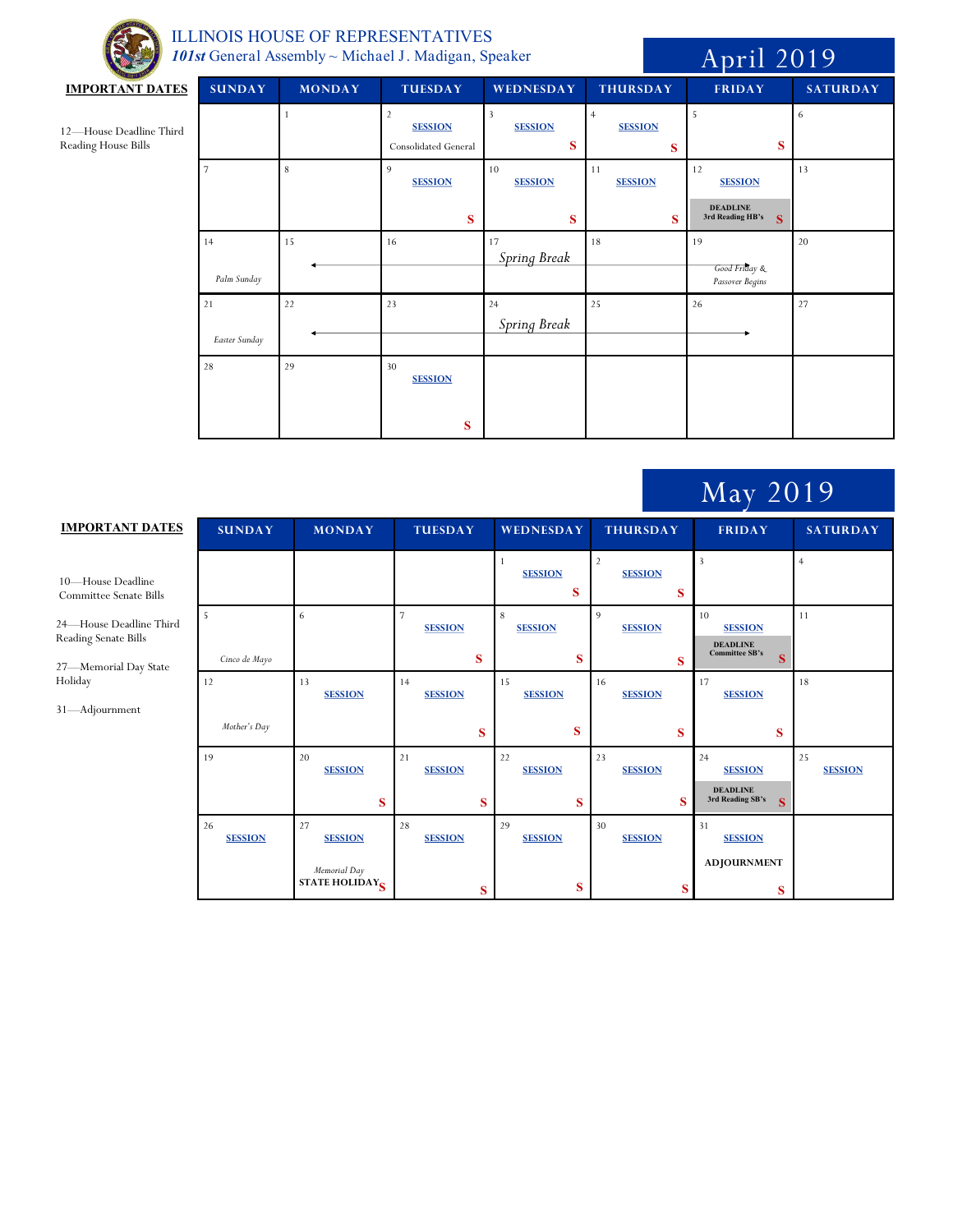# ILLINOIS HOUSE OF REPRESENTATIVES

***101st*** General Assembly ~ Michael J. Madigan, Speaker

## April 2019

**IMPORTANT DATES**

12—House Deadline Third Reading House Bills

| SUNDAY | MONDAY | TUESDAY | WEDNESDAY | THURSDAY | FRIDAY | SATURDAY |
|---|---|---|---|---|---|---|
| | 1 | 2 **SESSION** Consolidated General | 3 **SESSION** S | 4 **SESSION** S | 5 S | 6 |
| 7 | 8 | 9 **SESSION** S | 10 **SESSION** S | 11 **SESSION** S | 12 **SESSION** **DEADLINE 3rd Reading HB's** S | 13 |
| 14 *Palm Sunday* | 15 ← | 16 | 17 *Spring Break* | 18 | 19 *Good Friday & Passover Begins* | 20 |
| 21 *Easter Sunday* | 22 ← | 23 | 24 *Spring Break* | 25 | 26 → | 27 |
| 28 | 29 | 30 **SESSION** S | | | | |

## May 2019

**IMPORTANT DATES**

10—House Deadline Committee Senate Bills

24—House Deadline Third Reading Senate Bills

27—Memorial Day State Holiday

31—Adjournment

| SUNDAY | MONDAY | TUESDAY | WEDNESDAY | THURSDAY | FRIDAY | SATURDAY |
|---|---|---|---|---|---|---|
| | | | 1 **SESSION** S | 2 **SESSION** S | 3 | 4 |
| 5 *Cinco de Mayo* | 6 | 7 **SESSION** S | 8 **SESSION** S | 9 **SESSION** S | 10 **SESSION** **DEADLINE Committee SB's** S | 11 |
| 12 *Mother's Day* | 13 **SESSION** | 14 **SESSION** S | 15 **SESSION** S | 16 **SESSION** S | 17 **SESSION** S | 18 |
| 19 | 20 **SESSION** S | 21 **SESSION** S | 22 **SESSION** S | 23 **SESSION** S | 24 **SESSION** **DEADLINE 3rd Reading SB's** S | 25 **SESSION** |
| 26 **SESSION** | 27 **SESSION** *Memorial Day* **STATE HOLIDAY** S | 28 **SESSION** S | 29 **SESSION** S | 30 **SESSION** S | 31 **SESSION** **ADJOURNMENT** S | |